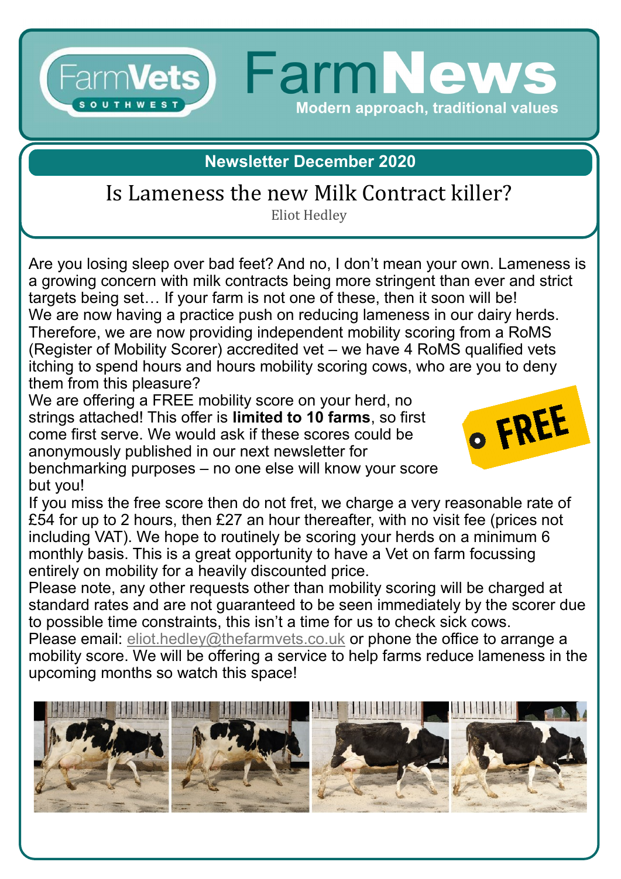FarmVets SOUTHWEST

# FarmNews

Modern approach, traditional values

## Newsletter December 2020

# Is Lameness the new Milk Contract killer?

Eliot Hedley

Are you losing sleep over bad feet? And no, I don't mean your own. Lameness is a growing concern with milk contracts being more stringent than ever and strict targets being set… If your farm is not one of these, then it soon will be!
We are now having a practice push on reducing lameness in our dairy herds. Therefore, we are now providing independent mobility scoring from a RoMS (Register of Mobility Scorer) accredited vet – we have 4 RoMS qualified vets itching to spend hours and hours mobility scoring cows, who are you to deny them from this pleasure?
We are offering a FREE mobility score on your herd, no strings attached! This offer is **limited to 10 farms**, so first come first serve. We would ask if these scores could be anonymously published in our next newsletter for benchmarking purposes – no one else will know your score but you!

FREE

If you miss the free score then do not fret, we charge a very reasonable rate of £54 for up to 2 hours, then £27 an hour thereafter, with no visit fee (prices not including VAT). We hope to routinely be scoring your herds on a minimum 6 monthly basis. This is a great opportunity to have a Vet on farm focussing entirely on mobility for a heavily discounted price.
Please note, any other requests other than mobility scoring will be charged at standard rates and are not guaranteed to be seen immediately by the scorer due to possible time constraints, this isn't a time for us to check sick cows.
Please email: eliot.hedley@thefarmvets.co.uk or phone the office to arrange a mobility score. We will be offering a service to help farms reduce lameness in the upcoming months so watch this space!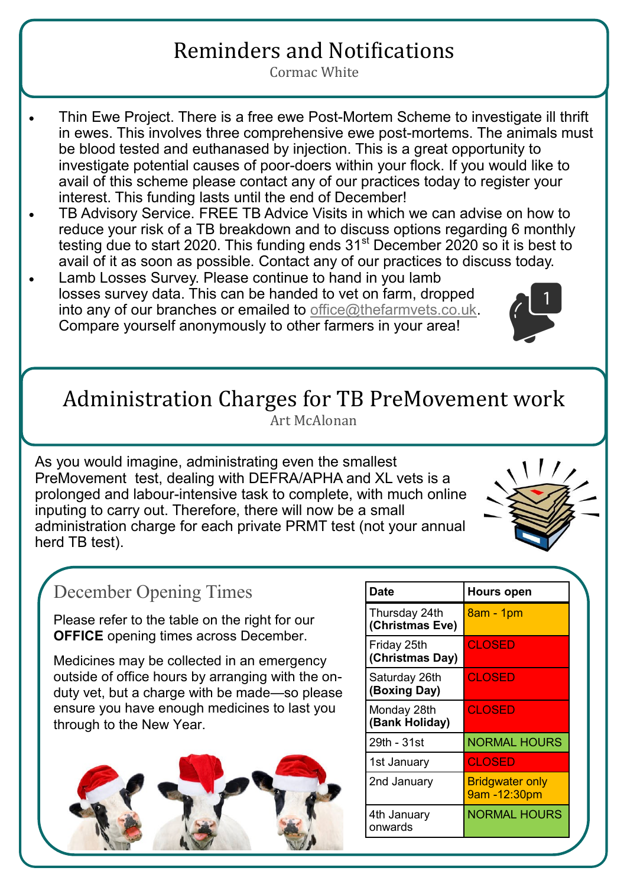## Reminders and Notifications

Cormac White

- Thin Ewe Project. There is a free ewe Post-Mortem Scheme to investigate ill thrift in ewes. This involves three comprehensive ewe post-mortems. The animals must be blood tested and euthanased by injection. This is a great opportunity to investigate potential causes of poor-doers within your flock. If you would like to avail of this scheme please contact any of our practices today to register your interest. This funding lasts until the end of December!
- TB Advisory Service. FREE TB Advice Visits in which we can advise on how to reduce your risk of a TB breakdown and to discuss options regarding 6 monthly testing due to start 2020. This funding ends 31st December 2020 so it is best to avail of it as soon as possible. Contact any of our practices to discuss today.
- Lamb Losses Survey. Please continue to hand in you lamb losses survey data. This can be handed to vet on farm, dropped into any of our branches or emailed to office@thefarmvets.co.uk. Compare yourself anonymously to other farmers in your area!

## Administration Charges for TB PreMovement work

Art McAlonan

As you would imagine, administrating even the smallest PreMovement test, dealing with DEFRA/APHA and XL vets is a prolonged and labour-intensive task to complete, with much online inputing to carry out. Therefore, there will now be a small administration charge for each private PRMT test (not your annual herd TB test).

### December Opening Times

Please refer to the table on the right for our **OFFICE** opening times across December.

Medicines may be collected in an emergency outside of office hours by arranging with the on-duty vet, but a charge with be made—so please ensure you have enough medicines to last you through to the New Year.

| Date | Hours open |
|---|---|
| Thursday 24th **(Christmas Eve)** | 8am - 1pm |
| Friday 25th **(Christmas Day)** | CLOSED |
| Saturday 26th **(Boxing Day)** | CLOSED |
| Monday 28th **(Bank Holiday)** | CLOSED |
| 29th - 31st | NORMAL HOURS |
| 1st January | CLOSED |
| 2nd January | Bridgwater only 9am -12:30pm |
| 4th January onwards | NORMAL HOURS |